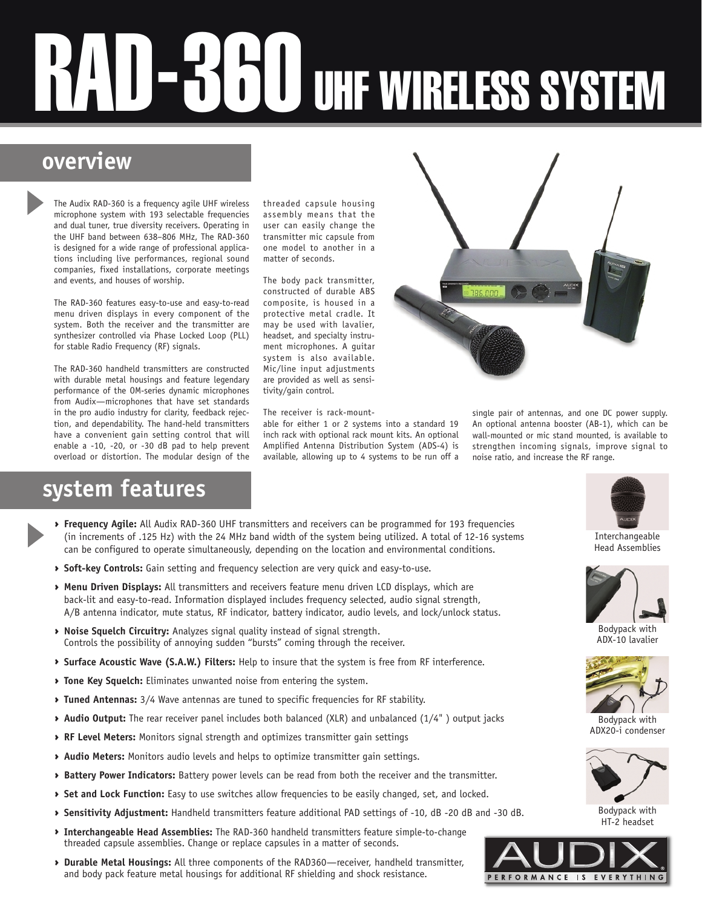# RAD-360 UHF WIRELESS SYSTEM

## overview

The Audix RAD-360 is a frequency agile UHF wireless microphone system with 193 selectable frequencies and dual tuner, true diversity receivers. Operating in the UHF band between 638–806 MHz, The RAD-360 is designed for a wide range of professional applications including live performances, regional sound companies, fixed installations, corporate meetings and events, and houses of worship.

The RAD-360 features easy-to-use and easy-to-read menu driven displays in every component of the system. Both the receiver and the transmitter are synthesizer controlled via Phase Locked Loop (PLL) for stable Radio Frequency (RF) signals.

The RAD-360 handheld transmitters are constructed with durable metal housings and feature legendary performance of the OM-series dynamic microphones from Audix—microphones that have set standards in the pro audio industry for clarity, feedback rejection, and dependability. The hand-held transmitters have a convenient gain setting control that will enable a -10, -20, or -30 dB pad to help prevent overload or distortion. The modular design of the threaded capsule housing assembly means that the user can easily change the transmitter mic capsule from one model to another in a matter of seconds.

The body pack transmitter, constructed of durable ABS composite, is housed in a protective metal cradle. It may be used with lavalier, headset, and specialty instrument microphones. A guitar system is also available. Mic/line input adjustments are provided as well as sensitivity/gain control.

The receiver is rack-mountable for either 1 or 2 systems into a standard 19 inch rack with optional rack mount kits. An optional Amplified Antenna Distribution System (ADS-4) is available, allowing up to 4 systems to be run off a single pair of antennas, and one DC power supply. An optional antenna booster (AB-1), which can be wall-mounted or mic stand mounted, is available to strengthen incoming signals, improve signal to noise ratio, and increase the RF range.

## system features

- **Frequency Agile:** All Audix RAD-360 UHF transmitters and receivers can be programmed for 193 frequencies (in increments of .125 Hz) with the 24 MHz band width of the system being utilized. A total of 12-16 systems can be configured to operate simultaneously, depending on the location and environmental conditions.
- **Soft-key Controls:** Gain setting and frequency selection are very quick and easy-to-use.
- **Menu Driven Displays:** All transmitters and receivers feature menu driven LCD displays, which are back-lit and easy-to-read. Information displayed includes frequency selected, audio signal strength, A/B antenna indicator, mute status, RF indicator, battery indicator, audio levels, and lock/unlock status.
- **Noise Squelch Circuitry:** Analyzes signal quality instead of signal strength. Controls the possibility of annoying sudden "bursts" coming through the receiver.
- **Surface Acoustic Wave (S.A.W.) Filters:** Help to insure that the system is free from RF interference.
- **Tone Key Squelch:** Eliminates unwanted noise from entering the system.
- **Tuned Antennas:** 3/4 Wave antennas are tuned to specific frequencies for RF stability.
- **Audio Output:** The rear receiver panel includes both balanced (XLR) and unbalanced (1/4" ) output jacks
- **RF Level Meters:** Monitors signal strength and optimizes transmitter gain settings
- **Audio Meters:** Monitors audio levels and helps to optimize transmitter gain settings.
- **Battery Power Indicators:** Battery power levels can be read from both the receiver and the transmitter.
- **Set and Lock Function:** Easy to use switches allow frequencies to be easily changed, set, and locked.
- **Sensitivity Adjustment:** Handheld transmitters feature additional PAD settings of -10, dB -20 dB and -30 dB.
- **Interchangeable Head Assemblies:** The RAD-360 handheld transmitters feature simple-to-change threaded capsule assemblies. Change or replace capsules in a matter of seconds.
- **Durable Metal Housings:** All three components of the RAD360—receiver, handheld transmitter, and body pack feature metal housings for additional RF shielding and shock resistance.

Interchangeable Head Assemblies

Bodypack with ADX-10 lavalier

Bodypack with ADX20-i condenser

Bodypack with HT-2 headset

AUDIX PERFORMANCE IS EVERYTHING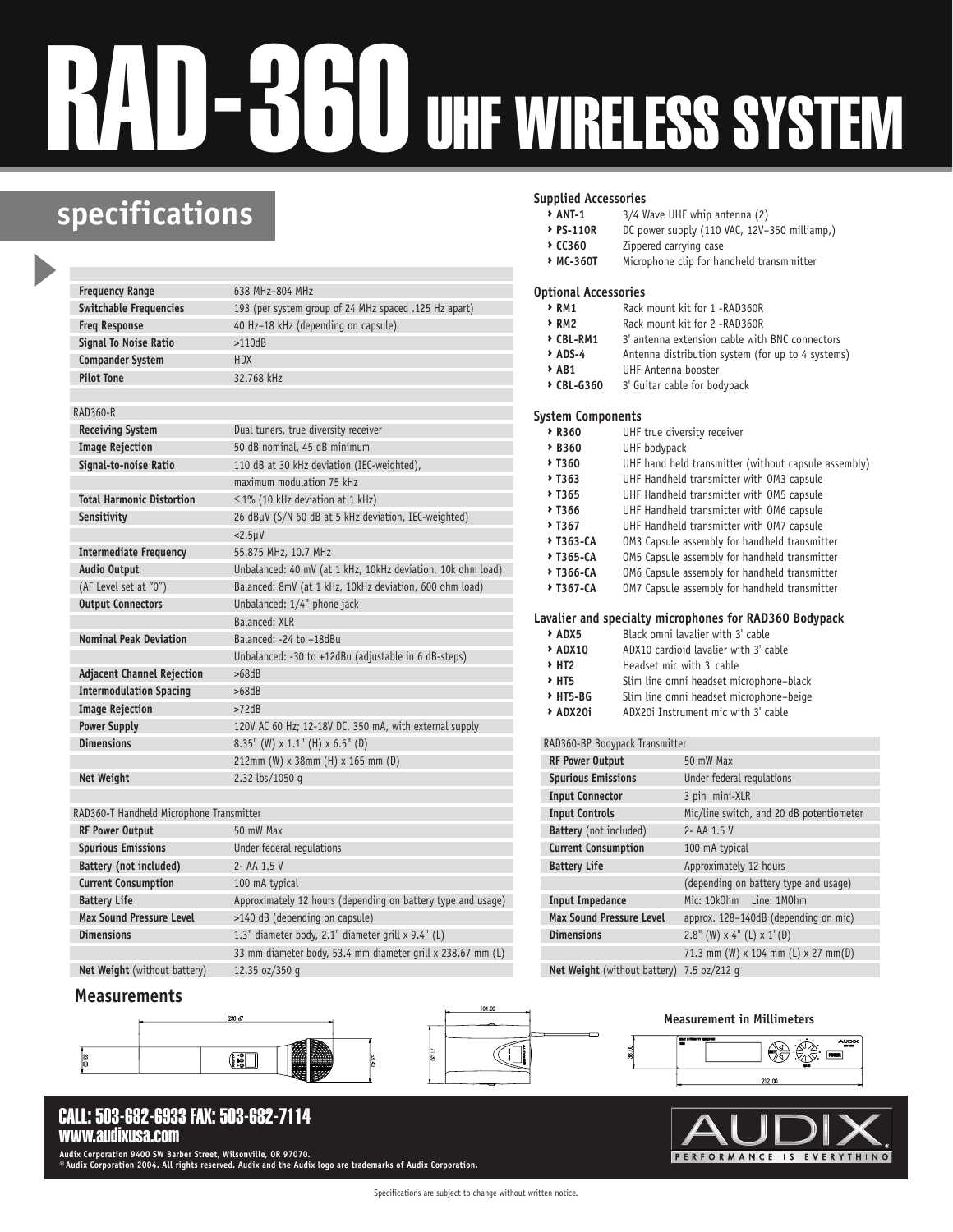# RAD-360 UHF WIRELESS SYSTEM

## specifications

| | |
|---|---|
| **Frequency Range** | 638 MHz–804 MHz |
| **Switchable Frequencies** | 193 (per system group of 24 MHz spaced .125 Hz apart) |
| **Freq Response** | 40 Hz–18 kHz (depending on capsule) |
| **Signal To Noise Ratio** | >110dB |
| **Compander System** | HDX |
| **Pilot Tone** | 32.768 kHz |

| RAD360-R | |
|---|---|
| **Receiving System** | Dual tuners, true diversity receiver |
| **Image Rejection** | 50 dB nominal, 45 dB minimum |
| **Signal-to-noise Ratio** | 110 dB at 30 kHz deviation (IEC-weighted), |
| | maximum modulation 75 kHz |
| **Total Harmonic Distortion** | ≤ 1% (10 kHz deviation at 1 kHz) |
| **Sensitivity** | 26 dBμV (S/N 60 dB at 5 kHz deviation, IEC-weighted) |
| | <2.5μV |
| **Intermediate Frequency** | 55.875 MHz, 10.7 MHz |
| **Audio Output** | Unbalanced: 40 mV (at 1 kHz, 10kHz deviation, 10k ohm load) |
| (AF Level set at “0”) | Balanced: 8mV (at 1 kHz, 10kHz deviation, 600 ohm load) |
| **Output Connectors** | Unbalanced: 1/4" phone jack |
| | Balanced: XLR |
| **Nominal Peak Deviation** | Balanced: -24 to +18dBu |
| | Unbalanced: -30 to +12dBu (adjustable in 6 dB-steps) |
| **Adjacent Channel Rejection** | >68dB |
| **Intermodulation Spacing** | >68dB |
| **Image Rejection** | >72dB |
| **Power Supply** | 120V AC 60 Hz; 12-18V DC, 350 mA, with external supply |
| **Dimensions** | 8.35" (W) x 1.1" (H) x 6.5" (D) |
| | 212mm (W) x 38mm (H) x 165 mm (D) |
| **Net Weight** | 2.32 lbs/1050 g |

| RAD360-T Handheld Microphone Transmitter | |
|---|---|
| **RF Power Output** | 50 mW Max |
| **Spurious Emissions** | Under federal regulations |
| **Battery (not included)** | 2- AA 1.5 V |
| **Current Consumption** | 100 mA typical |
| **Battery Life** | Approximately 12 hours (depending on battery type and usage) |
| **Max Sound Pressure Level** | >140 dB (depending on capsule) |
| **Dimensions** | 1.3" diameter body, 2.1" diameter grill x 9.4" (L) |
| | 33 mm diameter body, 53.4 mm diameter grill x 238.67 mm (L) |
| **Net Weight** (without battery) | 12.35 oz/350 g |

### Supplied Accessories

- **ANT-1** 3/4 Wave UHF whip antenna (2)
- **PS-110R** DC power supply (110 VAC, 12V–350 milliamp,)
- **CC360** Zippered carrying case
- **MC-360T** Microphone clip for handheld transmmitter

### Optional Accessories

- **RM1** Rack mount kit for 1 -RAD360R
- **RM2** Rack mount kit for 2 -RAD360R
- **CBL-RM1** 3' antenna extension cable with BNC connectors
- **ADS-4** Antenna distribution system (for up to 4 systems)
- **AB1** UHF Antenna booster
- **CBL-G360** 3' Guitar cable for bodypack

### System Components

- **R360** UHF true diversity receiver
- **B360** UHF bodypack
- **T360** UHF hand held transmitter (without capsule assembly)
- **T363** UHF Handheld transmitter with OM3 capsule
- **T365** UHF Handheld transmitter with OM5 capsule
- **T366** UHF Handheld transmitter with OM6 capsule
- **T367** UHF Handheld transmitter with OM7 capsule
- **T363-CA** OM3 Capsule assembly for handheld transmitter
- **T365-CA** OM5 Capsule assembly for handheld transmitter
- **T366-CA** OM6 Capsule assembly for handheld transmitter
- **T367-CA** OM7 Capsule assembly for handheld transmitter

### Lavalier and specialty microphones for RAD360 Bodypack

- **ADX5** Black omni lavalier with 3' cable
- **ADX10** ADX10 cardioid lavalier with 3' cable
- **HT2** Headset mic with 3' cable
- **HT5** Slim line omni headset microphone–black
- **HT5-BG** Slim line omni headset microphone–beige
- **ADX20i** ADX20i Instrument mic with 3' cable

| RAD360-BP Bodypack Transmitter | |
|---|---|
| **RF Power Output** | 50 mW Max |
| **Spurious Emissions** | Under federal regulations |
| **Input Connector** | 3 pin mini-XLR |
| **Input Controls** | Mic/line switch, and 20 dB potentiometer |
| **Battery** (not included) | 2- AA 1.5 V |
| **Current Consumption** | 100 mA typical |
| **Battery Life** | Approximately 12 hours |
| | (depending on battery type and usage) |
| **Input Impedance** | Mic: 10kOhm Line: 1MOhm |
| **Max Sound Pressure Level** | approx. 128–140dB (depending on mic) |
| **Dimensions** | 2.8" (W) x 4" (L) x 1"(D) |
| | 71.3 mm (W) x 104 mm (L) x 27 mm(D) |
| **Net Weight** (without battery) | 7.5 oz/212 g |

### Measurements

238.67
33.00
53.40
104.00
71.30

**Measurement in Millimeters**

38.00
212.00

**CALL: 503-682-6933 FAX: 503-682-7114**
**www.audixusa.com**

**Audix Corporation 9400 SW Barber Street, Wilsonville, OR 97070.**
**® Audix Corporation 2004. All rights reserved. Audix and the Audix logo are trademarks of Audix Corporation.**

AUDIX PERFORMANCE IS EVERYTHING

Specifications are subject to change without written notice.